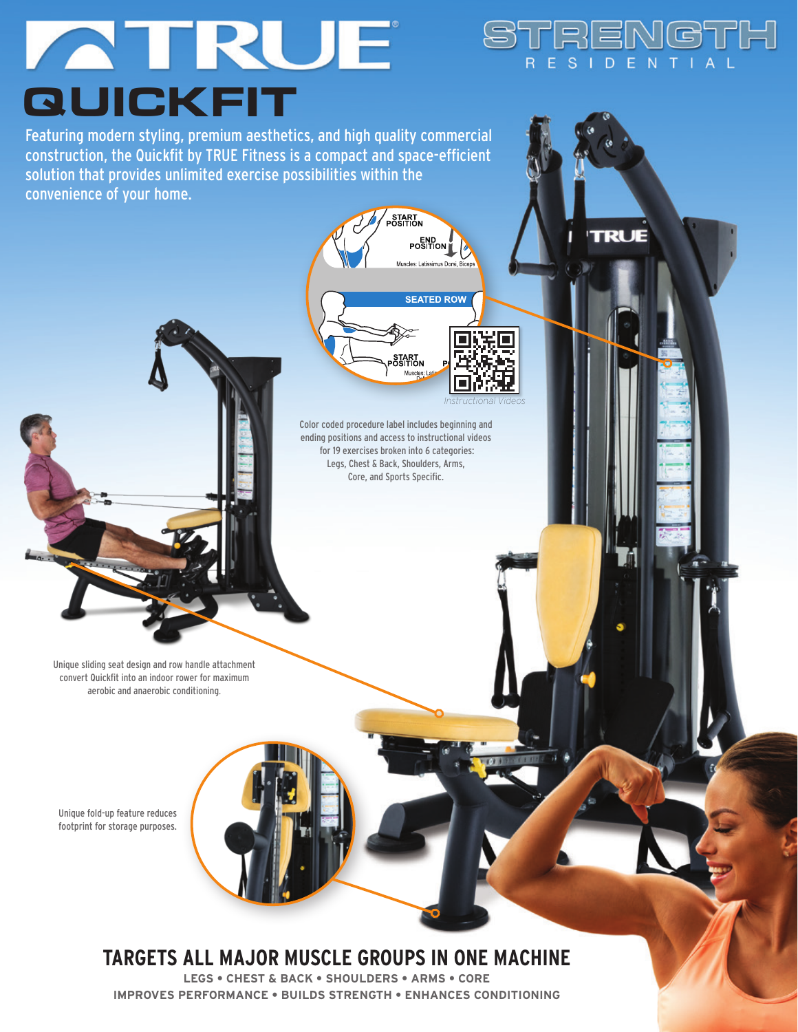# TRUE QUICKFIT

STRENGTH RESIDENTIAL

Featuring modern styling, premium aesthetics, and high quality commercial construction, the Quickfit by TRUE Fitness is a compact and space-efficient solution that provides unlimited exercise possibilities within the convenience of your home.

Color coded procedure label includes beginning and ending positions and access to instructional videos for 19 exercises broken into 6 categories: Legs, Chest & Back, Shoulders, Arms, Core, and Sports Specific.

Unique sliding seat design and row handle attachment convert Quickfit into an indoor rower for maximum aerobic and anaerobic conditioning.

Unique fold-up feature reduces footprint for storage purposes.

## TARGETS ALL MAJOR MUSCLE GROUPS IN ONE MACHINE

**LEGS • CHEST & BACK • SHOULDERS • ARMS • CORE**

**IMPROVES PERFORMANCE • BUILDS STRENGTH • ENHANCES CONDITIONING**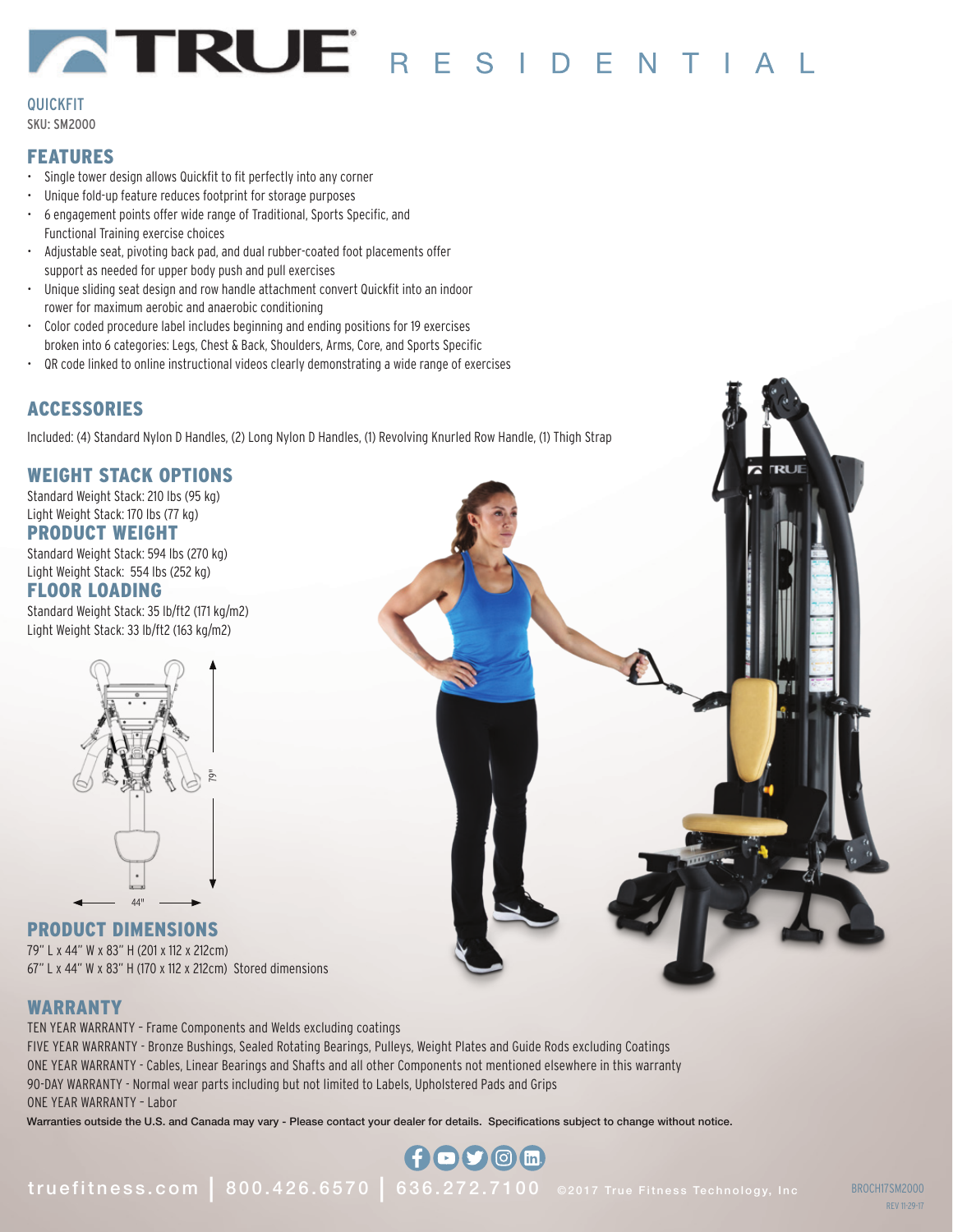# TRUE RESIDENTIAL

QUICKFIT
SKU: SM2000

## FEATURES

- Single tower design allows Quickfit to fit perfectly into any corner
- Unique fold-up feature reduces footprint for storage purposes
- 6 engagement points offer wide range of Traditional, Sports Specific, and Functional Training exercise choices
- Adjustable seat, pivoting back pad, and dual rubber-coated foot placements offer support as needed for upper body push and pull exercises
- Unique sliding seat design and row handle attachment convert Quickfit into an indoor rower for maximum aerobic and anaerobic conditioning
- Color coded procedure label includes beginning and ending positions for 19 exercises broken into 6 categories: Legs, Chest & Back, Shoulders, Arms, Core, and Sports Specific
- QR code linked to online instructional videos clearly demonstrating a wide range of exercises

## ACCESSORIES

Included: (4) Standard Nylon D Handles, (2) Long Nylon D Handles, (1) Revolving Knurled Row Handle, (1) Thigh Strap

## WEIGHT STACK OPTIONS

Standard Weight Stack: 210 lbs (95 kg)
Light Weight Stack: 170 lbs (77 kg)

## PRODUCT WEIGHT

Standard Weight Stack: 594 lbs (270 kg)
Light Weight Stack: 554 lbs (252 kg)

## FLOOR LOADING

Standard Weight Stack: 35 lb/ft2 (171 kg/m2)
Light Weight Stack: 33 lb/ft2 (163 kg/m2)

79"

44"

## PRODUCT DIMENSIONS

79" L x 44" W x 83" H (201 x 112 x 212cm)
67" L x 44" W x 83" H (170 x 112 x 212cm) Stored dimensions

## WARRANTY

TEN YEAR WARRANTY – Frame Components and Welds excluding coatings
FIVE YEAR WARRANTY - Bronze Bushings, Sealed Rotating Bearings, Pulleys, Weight Plates and Guide Rods excluding Coatings
ONE YEAR WARRANTY - Cables, Linear Bearings and Shafts and all other Components not mentioned elsewhere in this warranty
90-DAY WARRANTY - Normal wear parts including but not limited to Labels, Upholstered Pads and Grips
ONE YEAR WARRANTY – Labor

**Warranties outside the U.S. and Canada may vary - Please contact your dealer for details. Specifications subject to change without notice.**

truefitness.com | 800.426.6570 | 636.272.7100 ©2017 True Fitness Technology, Inc

BROCH17SM2000
REV 11-29-17